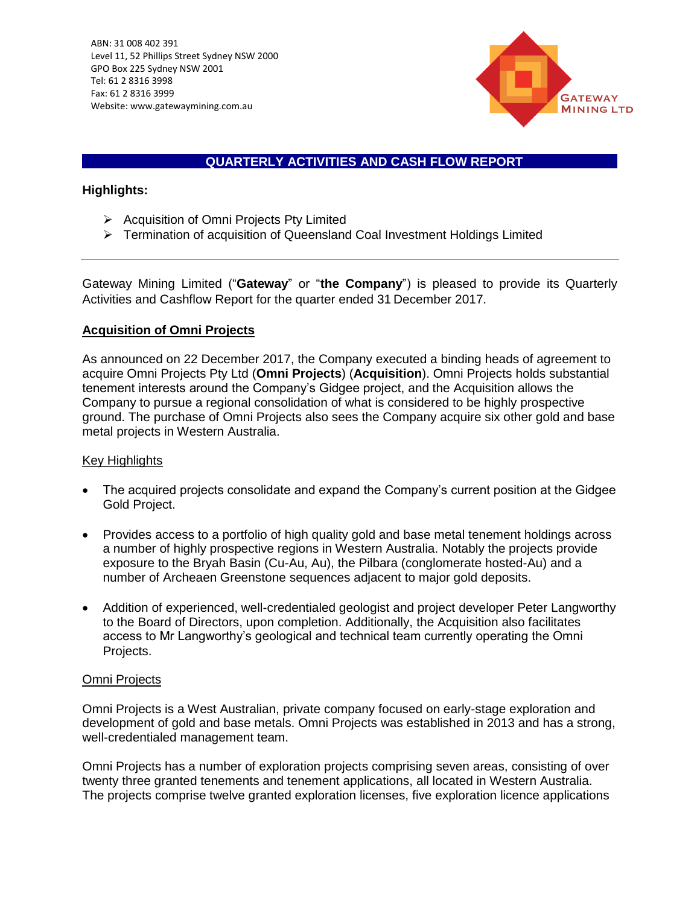ABN: 31 008 402 391
Level 11, 52 Phillips Street Sydney NSW 2000
GPO Box 225 Sydney NSW 2001
Tel: 61 2 8316 3998
Fax: 61 2 8316 3999
Website: www.gatewaymining.com.au

GATEWAY MINING LTD

# QUARTERLY ACTIVITIES AND CASH FLOW REPORT

**Highlights:**

- Acquisition of Omni Projects Pty Limited
- Termination of acquisition of Queensland Coal Investment Holdings Limited

---

Gateway Mining Limited ("**Gateway**" or "**the Company**") is pleased to provide its Quarterly Activities and Cashflow Report for the quarter ended 31 December 2017.

## Acquisition of Omni Projects

As announced on 22 December 2017, the Company executed a binding heads of agreement to acquire Omni Projects Pty Ltd (**Omni Projects**) (**Acquisition**). Omni Projects holds substantial tenement interests around the Company's Gidgee project, and the Acquisition allows the Company to pursue a regional consolidation of what is considered to be highly prospective ground. The purchase of Omni Projects also sees the Company acquire six other gold and base metal projects in Western Australia.

### Key Highlights

- The acquired projects consolidate and expand the Company's current position at the Gidgee Gold Project.
- Provides access to a portfolio of high quality gold and base metal tenement holdings across a number of highly prospective regions in Western Australia. Notably the projects provide exposure to the Bryah Basin (Cu-Au, Au), the Pilbara (conglomerate hosted-Au) and a number of Archeaen Greenstone sequences adjacent to major gold deposits.
- Addition of experienced, well-credentialed geologist and project developer Peter Langworthy to the Board of Directors, upon completion. Additionally, the Acquisition also facilitates access to Mr Langworthy's geological and technical team currently operating the Omni Projects.

### Omni Projects

Omni Projects is a West Australian, private company focused on early-stage exploration and development of gold and base metals. Omni Projects was established in 2013 and has a strong, well-credentialed management team.

Omni Projects has a number of exploration projects comprising seven areas, consisting of over twenty three granted tenements and tenement applications, all located in Western Australia. The projects comprise twelve granted exploration licenses, five exploration licence applications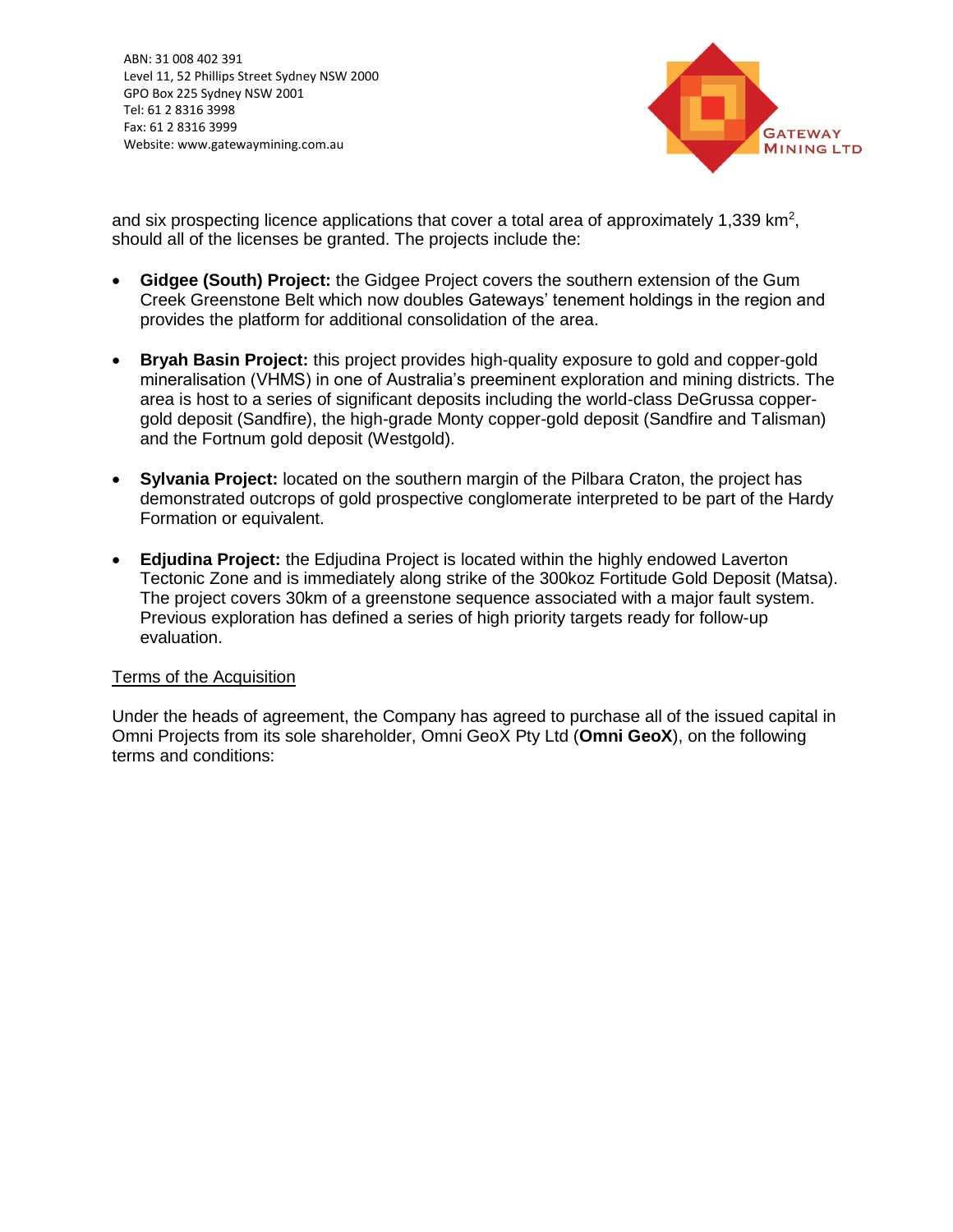and six prospecting licence applications that cover a total area of approximately 1,339 km$^2$, should all of the licenses be granted. The projects include the:

- **Gidgee (South) Project:** the Gidgee Project covers the southern extension of the Gum Creek Greenstone Belt which now doubles Gateways' tenement holdings in the region and provides the platform for additional consolidation of the area.
- **Bryah Basin Project:** this project provides high-quality exposure to gold and copper-gold mineralisation (VHMS) in one of Australia's preeminent exploration and mining districts. The area is host to a series of significant deposits including the world-class DeGrussa copper-gold deposit (Sandfire), the high-grade Monty copper-gold deposit (Sandfire and Talisman) and the Fortnum gold deposit (Westgold).
- **Sylvania Project:** located on the southern margin of the Pilbara Craton, the project has demonstrated outcrops of gold prospective conglomerate interpreted to be part of the Hardy Formation or equivalent.
- **Edjudina Project:** the Edjudina Project is located within the highly endowed Laverton Tectonic Zone and is immediately along strike of the 300koz Fortitude Gold Deposit (Matsa). The project covers 30km of a greenstone sequence associated with a major fault system. Previous exploration has defined a series of high priority targets ready for follow-up evaluation.

<u>Terms of the Acquisition</u>

Under the heads of agreement, the Company has agreed to purchase all of the issued capital in Omni Projects from its sole shareholder, Omni GeoX Pty Ltd (**Omni GeoX**), on the following terms and conditions: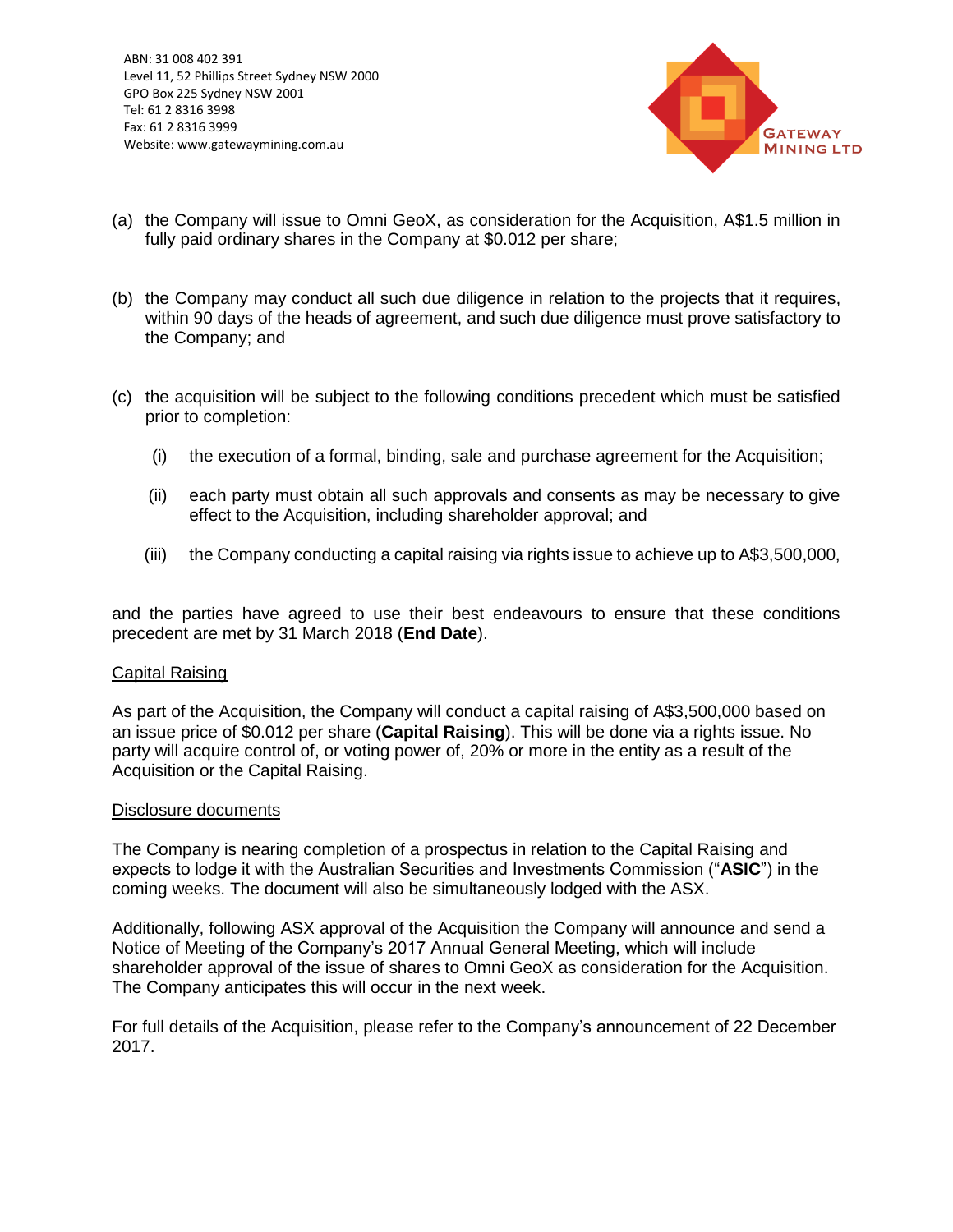(a) the Company will issue to Omni GeoX, as consideration for the Acquisition, A$1.5 million in fully paid ordinary shares in the Company at $0.012 per share;

(b) the Company may conduct all such due diligence in relation to the projects that it requires, within 90 days of the heads of agreement, and such due diligence must prove satisfactory to the Company; and

(c) the acquisition will be subject to the following conditions precedent which must be satisfied prior to completion:

   (i) the execution of a formal, binding, sale and purchase agreement for the Acquisition;

   (ii) each party must obtain all such approvals and consents as may be necessary to give effect to the Acquisition, including shareholder approval; and

   (iii) the Company conducting a capital raising via rights issue to achieve up to A$3,500,000,

and the parties have agreed to use their best endeavours to ensure that these conditions precedent are met by 31 March 2018 (**End Date**).

<u>Capital Raising</u>

As part of the Acquisition, the Company will conduct a capital raising of A$3,500,000 based on an issue price of $0.012 per share (**Capital Raising**). This will be done via a rights issue. No party will acquire control of, or voting power of, 20% or more in the entity as a result of the Acquisition or the Capital Raising.

<u>Disclosure documents</u>

The Company is nearing completion of a prospectus in relation to the Capital Raising and expects to lodge it with the Australian Securities and Investments Commission ("**ASIC**") in the coming weeks. The document will also be simultaneously lodged with the ASX.

Additionally, following ASX approval of the Acquisition the Company will announce and send a Notice of Meeting of the Company's 2017 Annual General Meeting, which will include shareholder approval of the issue of shares to Omni GeoX as consideration for the Acquisition. The Company anticipates this will occur in the next week.

For full details of the Acquisition, please refer to the Company's announcement of 22 December 2017.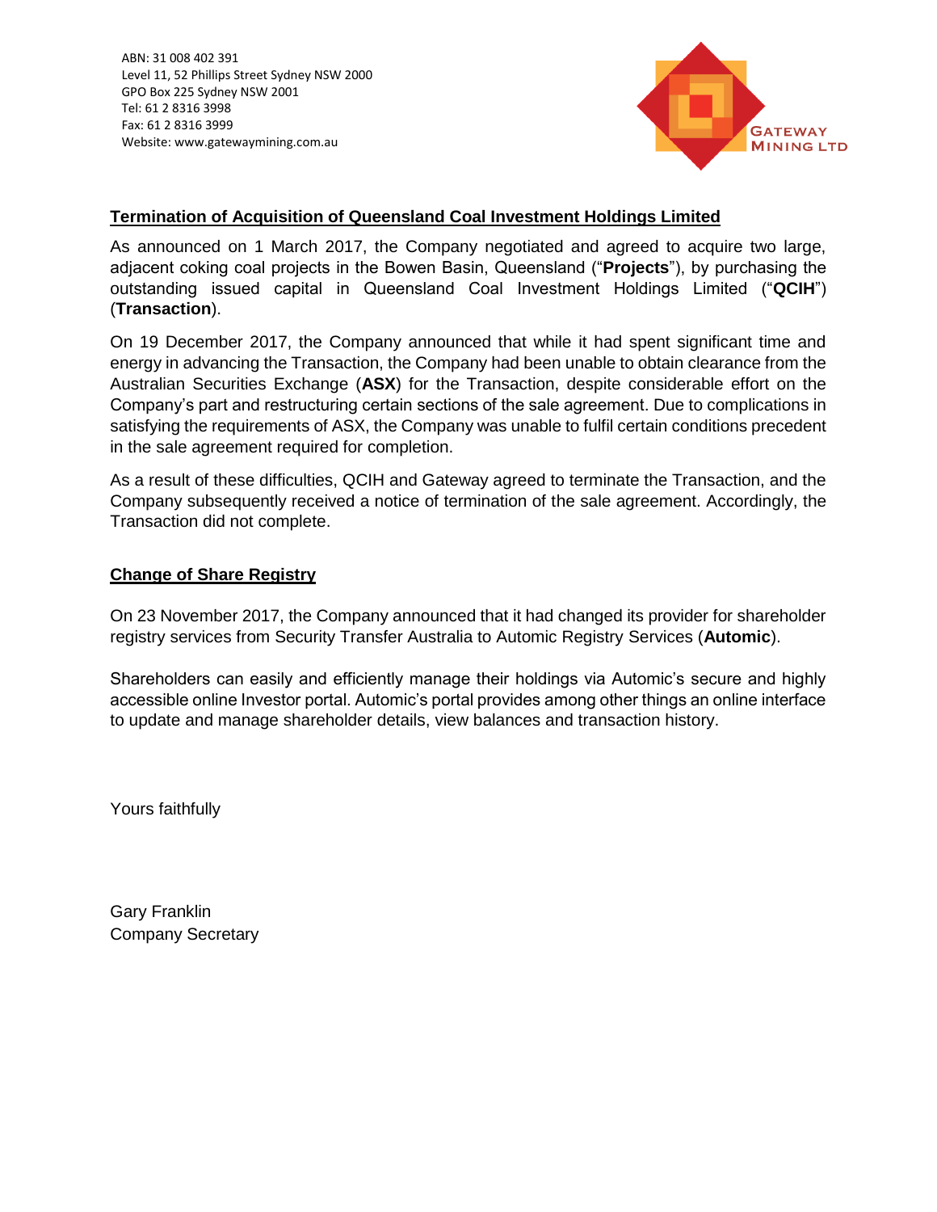ABN: 31 008 402 391
Level 11, 52 Phillips Street Sydney NSW 2000
GPO Box 225 Sydney NSW 2001
Tel: 61 2 8316 3998
Fax: 61 2 8316 3999
Website: www.gatewaymining.com.au

GATEWAY MINING LTD

## Termination of Acquisition of Queensland Coal Investment Holdings Limited

As announced on 1 March 2017, the Company negotiated and agreed to acquire two large, adjacent coking coal projects in the Bowen Basin, Queensland ("**Projects**"), by purchasing the outstanding issued capital in Queensland Coal Investment Holdings Limited ("**QCIH**") (**Transaction**).

On 19 December 2017, the Company announced that while it had spent significant time and energy in advancing the Transaction, the Company had been unable to obtain clearance from the Australian Securities Exchange (**ASX**) for the Transaction, despite considerable effort on the Company's part and restructuring certain sections of the sale agreement. Due to complications in satisfying the requirements of ASX, the Company was unable to fulfil certain conditions precedent in the sale agreement required for completion.

As a result of these difficulties, QCIH and Gateway agreed to terminate the Transaction, and the Company subsequently received a notice of termination of the sale agreement. Accordingly, the Transaction did not complete.

## Change of Share Registry

On 23 November 2017, the Company announced that it had changed its provider for shareholder registry services from Security Transfer Australia to Automic Registry Services (**Automic**).

Shareholders can easily and efficiently manage their holdings via Automic's secure and highly accessible online Investor portal. Automic's portal provides among other things an online interface to update and manage shareholder details, view balances and transaction history.

Yours faithfully

Gary Franklin
Company Secretary